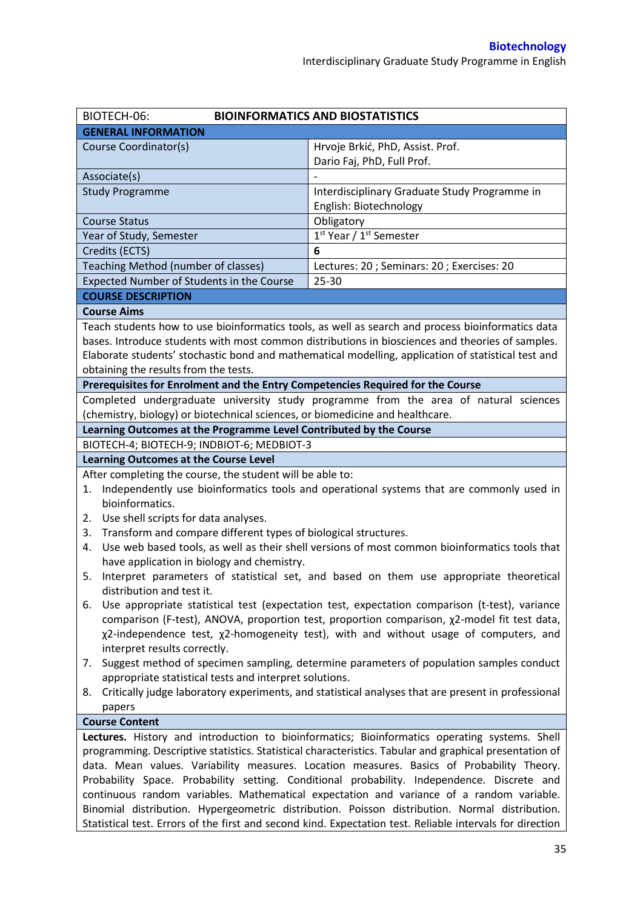| BIOTECH-06: | BIOINFORMATICS AND BIOSTATISTICS |
|---|---|
| **GENERAL INFORMATION** | |
| Course Coordinator(s) | Hrvoje Brkić, PhD, Assist. Prof.<br>Dario Faj, PhD, Full Prof. |
| Associate(s) | - |
| Study Programme | Interdisciplinary Graduate Study Programme in English: Biotechnology |
| Course Status | Obligatory |
| Year of Study, Semester | 1st Year / 1st Semester |
| Credits (ECTS) | **6** |
| Teaching Method (number of classes) | Lectures: 20 ; Seminars: 20 ; Exercises: 20 |
| Expected Number of Students in the Course | 25-30 |

**COURSE DESCRIPTION**

**Course Aims**

Teach students how to use bioinformatics tools, as well as search and process bioinformatics data bases. Introduce students with most common distributions in biosciences and theories of samples. Elaborate students' stochastic bond and mathematical modelling, application of statistical test and obtaining the results from the tests.

**Prerequisites for Enrolment and the Entry Competencies Required for the Course**

Completed undergraduate university study programme from the area of natural sciences (chemistry, biology) or biotechnical sciences, or biomedicine and healthcare.

**Learning Outcomes at the Programme Level Contributed by the Course**

BIOTECH-4; BIOTECH-9; INDBIOT-6; MEDBIOT-3

**Learning Outcomes at the Course Level**

After completing the course, the student will be able to:

1. Independently use bioinformatics tools and operational systems that are commonly used in bioinformatics.
2. Use shell scripts for data analyses.
3. Transform and compare different types of biological structures.
4. Use web based tools, as well as their shell versions of most common bioinformatics tools that have application in biology and chemistry.
5. Interpret parameters of statistical set, and based on them use appropriate theoretical distribution and test it.
6. Use appropriate statistical test (expectation test, expectation comparison (t-test), variance comparison (F-test), ANOVA, proportion test, proportion comparison, $\chi^2$-model fit test data, $\chi^2$-independence test, $\chi^2$-homogeneity test), with and without usage of computers, and interpret results correctly.
7. Suggest method of specimen sampling, determine parameters of population samples conduct appropriate statistical tests and interpret solutions.
8. Critically judge laboratory experiments, and statistical analyses that are present in professional papers

**Course Content**

**Lectures.** History and introduction to bioinformatics; Bioinformatics operating systems. Shell programming. Descriptive statistics. Statistical characteristics. Tabular and graphical presentation of data. Mean values. Variability measures. Location measures. Basics of Probability Theory. Probability Space. Probability setting. Conditional probability. Independence. Discrete and continuous random variables. Mathematical expectation and variance of a random variable. Binomial distribution. Hypergeometric distribution. Poisson distribution. Normal distribution. Statistical test. Errors of the first and second kind. Expectation test. Reliable intervals for direction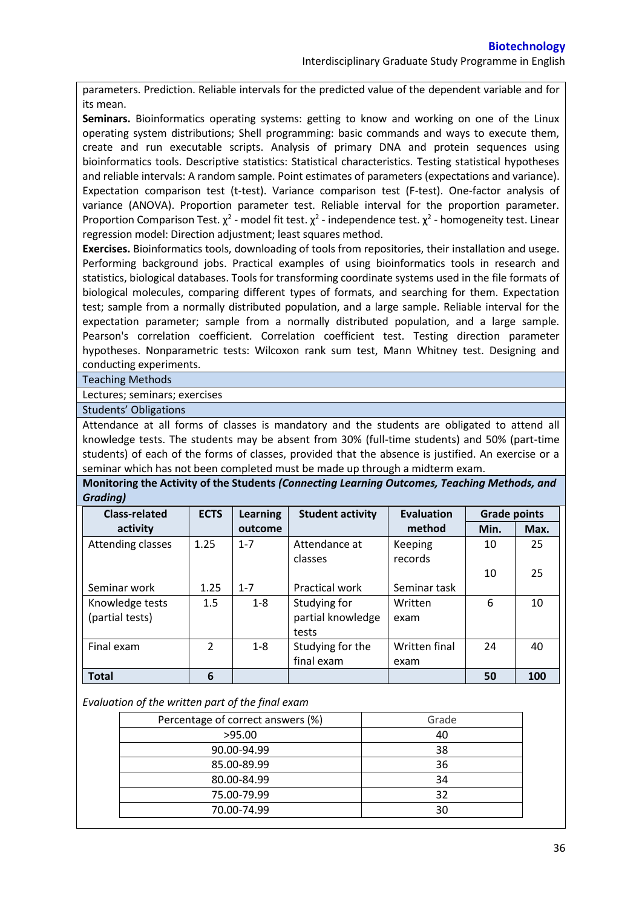parameters. Prediction. Reliable intervals for the predicted value of the dependent variable and for its mean.

**Seminars.** Bioinformatics operating systems: getting to know and working on one of the Linux operating system distributions; Shell programming: basic commands and ways to execute them, create and run executable scripts. Analysis of primary DNA and protein sequences using bioinformatics tools. Descriptive statistics: Statistical characteristics. Testing statistical hypotheses and reliable intervals: A random sample. Point estimates of parameters (expectations and variance). Expectation comparison test (t-test). Variance comparison test (F-test). One-factor analysis of variance (ANOVA). Proportion parameter test. Reliable interval for the proportion parameter. Proportion Comparison Test. $\chi^2$ - model fit test. $\chi^2$ - independence test. $\chi^2$ - homogeneity test. Linear regression model: Direction adjustment; least squares method.

**Exercises.** Bioinformatics tools, downloading of tools from repositories, their installation and usege. Performing background jobs. Practical examples of using bioinformatics tools in research and statistics, biological databases. Tools for transforming coordinate systems used in the file formats of biological molecules, comparing different types of formats, and searching for them. Expectation test; sample from a normally distributed population, and a large sample. Reliable interval for the expectation parameter; sample from a normally distributed population, and a large sample. Pearson's correlation coefficient. Correlation coefficient test. Testing direction parameter hypotheses. Nonparametric tests: Wilcoxon rank sum test, Mann Whitney test. Designing and conducting experiments.

**Teaching Methods**

Lectures; seminars; exercises

**Students' Obligations**

Attendance at all forms of classes is mandatory and the students are obligated to attend all knowledge tests. The students may be absent from 30% (full-time students) and 50% (part-time students) of each of the forms of classes, provided that the absence is justified. An exercise or a seminar which has not been completed must be made up through a midterm exam.

**Monitoring the Activity of the Students *(Connecting Learning Outcomes, Teaching Methods, and Grading)***

| Class-related activity | ECTS | Learning outcome | Student activity | Evaluation method | Grade points | |
|---|---|---|---|---|---|---|
| | | | | | Min. | Max. |
| Attending classes | 1.25 | 1-7 | Attendance at classes | Keeping records | 10 | 25 |
| Seminar work | 1.25 | 1-7 | Practical work | Seminar task | 10 | 25 |
| Knowledge tests (partial tests) | 1.5 | 1-8 | Studying for partial knowledge tests | Written exam | 6 | 10 |
| Final exam | 2 | 1-8 | Studying for the final exam | Written final exam | 24 | 40 |
| **Total** | **6** | | | | **50** | **100** |

*Evaluation of the written part of the final exam*

| Percentage of correct answers (%) | Grade |
|---|---|
| >95.00 | 40 |
| 90.00-94.99 | 38 |
| 85.00-89.99 | 36 |
| 80.00-84.99 | 34 |
| 75.00-79.99 | 32 |
| 70.00-74.99 | 30 |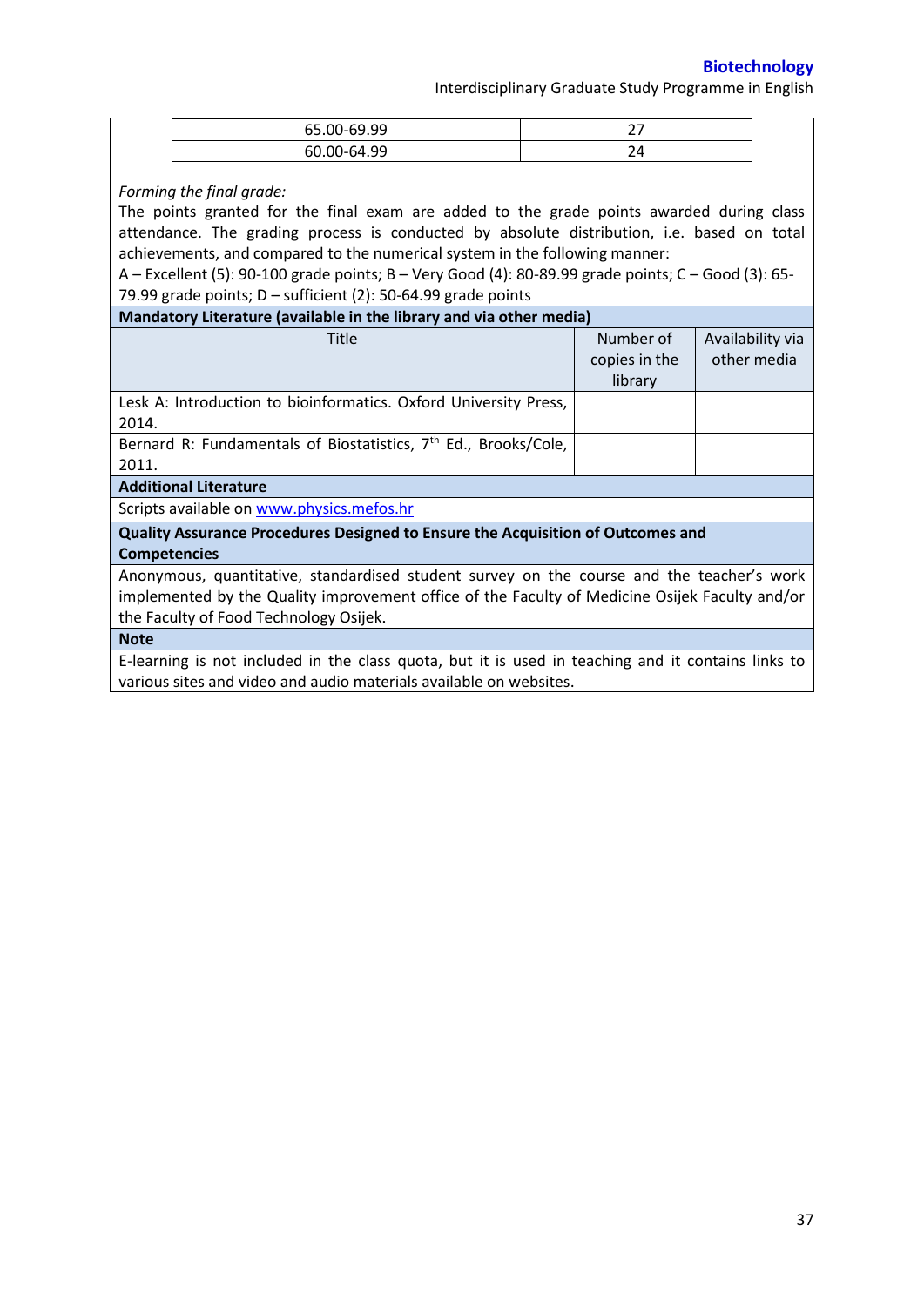| | |
|---|---|
| 65.00-69.99 | 27 |
| 60.00-64.99 | 24 |

*Forming the final grade:*

The points granted for the final exam are added to the grade points awarded during class attendance. The grading process is conducted by absolute distribution, i.e. based on total achievements, and compared to the numerical system in the following manner:

A – Excellent (5): 90-100 grade points; B – Very Good (4): 80-89.99 grade points; C – Good (3): 65-79.99 grade points; D – sufficient (2): 50-64.99 grade points

**Mandatory Literature (available in the library and via other media)**

| Title | Number of copies in the library | Availability via other media |
|---|---|---|
| Lesk A: Introduction to bioinformatics. Oxford University Press, 2014. | | |
| Bernard R: Fundamentals of Biostatistics, 7th Ed., Brooks/Cole, 2011. | | |

**Additional Literature**

Scripts available on [www.physics.mefos.hr](http://www.physics.mefos.hr)

**Quality Assurance Procedures Designed to Ensure the Acquisition of Outcomes and Competencies**

Anonymous, quantitative, standardised student survey on the course and the teacher's work implemented by the Quality improvement office of the Faculty of Medicine Osijek Faculty and/or the Faculty of Food Technology Osijek.

**Note**

E-learning is not included in the class quota, but it is used in teaching and it contains links to various sites and video and audio materials available on websites.